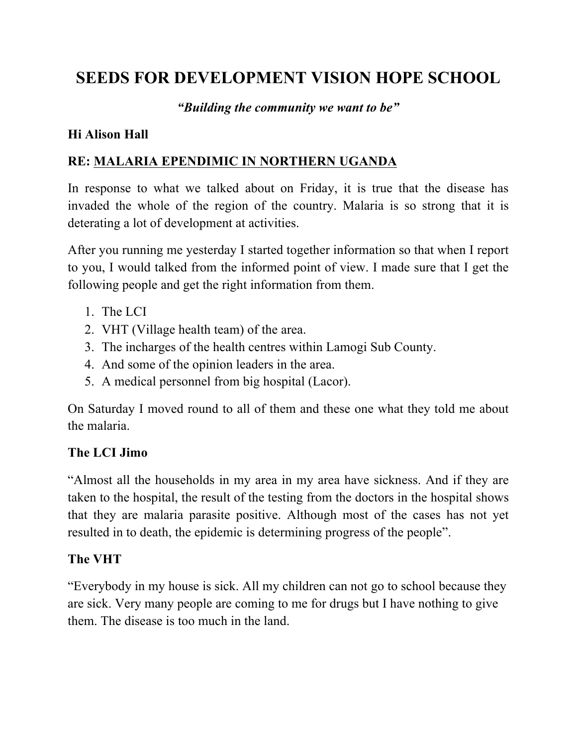# SEEDS FOR DEVELOPMENT VISION HOPE SCHOOL

***"Building the community we want to be"***

**Hi Alison Hall**

**RE: MALARIA EPENDIMIC IN NORTHERN UGANDA**

In response to what we talked about on Friday, it is true that the disease has invaded the whole of the region of the country. Malaria is so strong that it is deterating a lot of development at activities.

After you running me yesterday I started together information so that when I report to you, I would talked from the informed point of view. I made sure that I get the following people and get the right information from them.

1. The LCI
2. VHT (Village health team) of the area.
3. The incharges of the health centres within Lamogi Sub County.
4. And some of the opinion leaders in the area.
5. A medical personnel from big hospital (Lacor).

On Saturday I moved round to all of them and these one what they told me about the malaria.

**The LCI Jimo**

"Almost all the households in my area in my area have sickness. And if they are taken to the hospital, the result of the testing from the doctors in the hospital shows that they are malaria parasite positive. Although most of the cases has not yet resulted in to death, the epidemic is determining progress of the people".

**The VHT**

"Everybody in my house is sick. All my children can not go to school because they are sick. Very many people are coming to me for drugs but I have nothing to give them. The disease is too much in the land.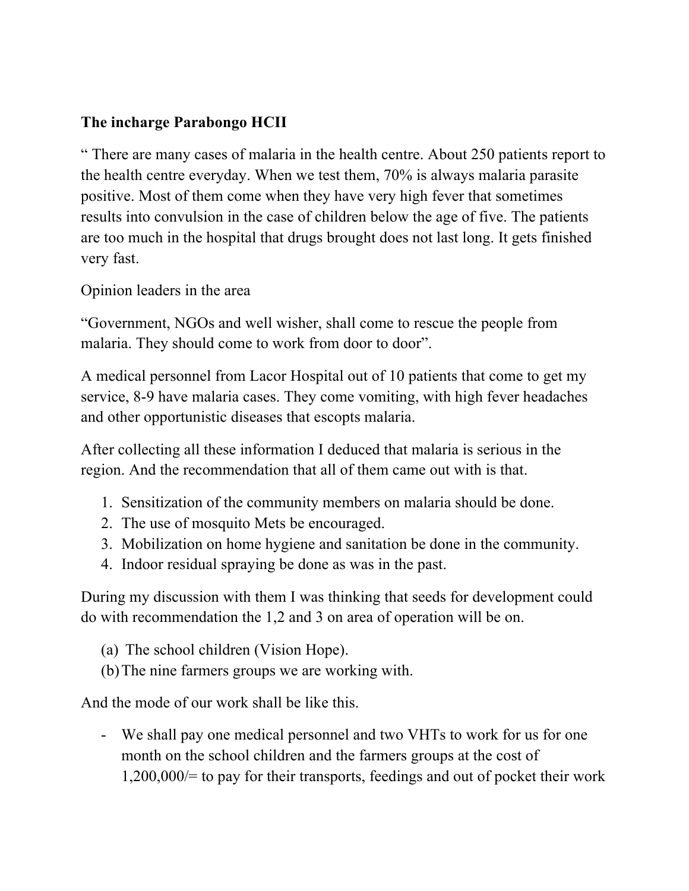**The incharge Parabongo HCII**

" There are many cases of malaria in the health centre. About 250 patients report to the health centre everyday. When we test them, 70% is always malaria parasite positive. Most of them come when they have very high fever that sometimes results into convulsion in the case of children below the age of five. The patients are too much in the hospital that drugs brought does not last long. It gets finished very fast.

Opinion leaders in the area

"Government, NGOs and well wisher, shall come to rescue the people from malaria. They should come to work from door to door".

A medical personnel from Lacor Hospital out of 10 patients that come to get my service, 8-9 have malaria cases. They come vomiting, with high fever headaches and other opportunistic diseases that escopts malaria.

After collecting all these information I deduced that malaria is serious in the region. And the recommendation that all of them came out with is that.

1. Sensitization of the community members on malaria should be done.
2. The use of mosquito Mets be encouraged.
3. Mobilization on home hygiene and sanitation be done in the community.
4. Indoor residual spraying be done as was in the past.

During my discussion with them I was thinking that seeds for development could do with recommendation the 1,2 and 3 on area of operation will be on.

(a) The school children (Vision Hope).
(b) The nine farmers groups we are working with.

And the mode of our work shall be like this.

- We shall pay one medical personnel and two VHTs to work for us for one month on the school children and the farmers groups at the cost of 1,200,000/= to pay for their transports, feedings and out of pocket their work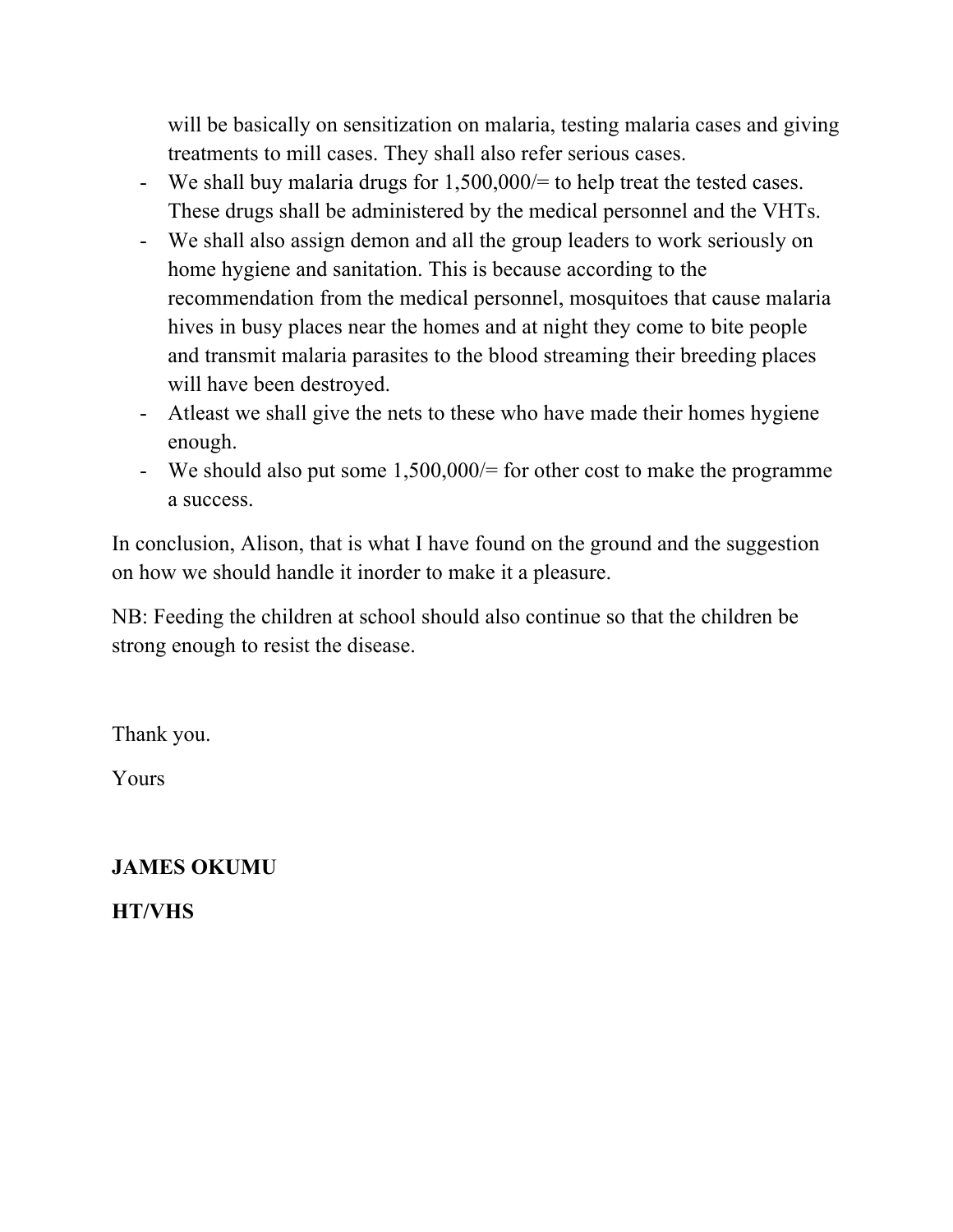will be basically on sensitization on malaria, testing malaria cases and giving treatments to mill cases. They shall also refer serious cases.

- We shall buy malaria drugs for 1,500,000/= to help treat the tested cases. These drugs shall be administered by the medical personnel and the VHTs.
- We shall also assign demon and all the group leaders to work seriously on home hygiene and sanitation. This is because according to the recommendation from the medical personnel, mosquitoes that cause malaria hives in busy places near the homes and at night they come to bite people and transmit malaria parasites to the blood streaming their breeding places will have been destroyed.
- Atleast we shall give the nets to these who have made their homes hygiene enough.
- We should also put some 1,500,000/= for other cost to make the programme a success.

In conclusion, Alison, that is what I have found on the ground and the suggestion on how we should handle it inorder to make it a pleasure.

NB: Feeding the children at school should also continue so that the children be strong enough to resist the disease.

Thank you.

Yours

**JAMES OKUMU**

**HT/VHS**